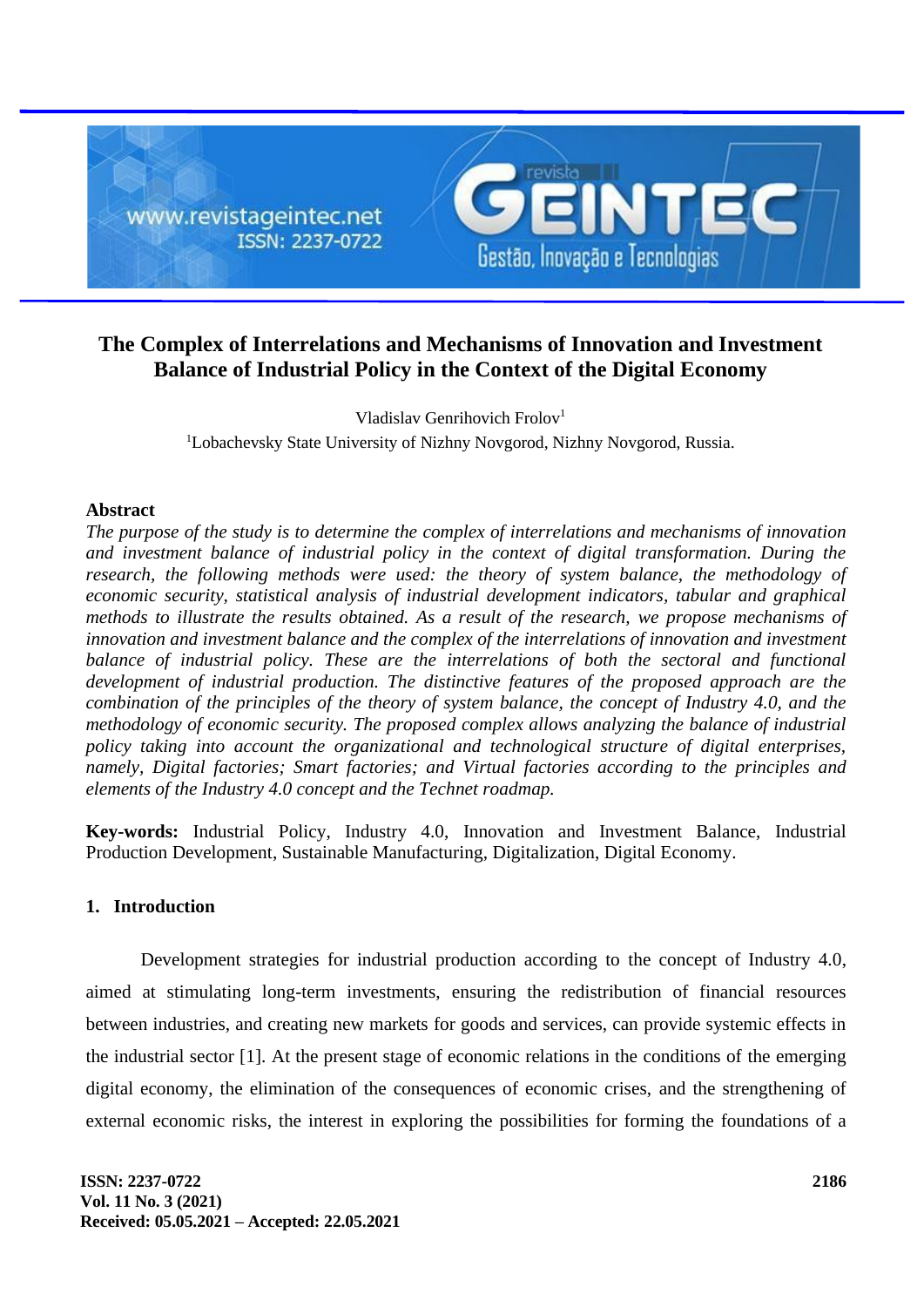# The Complex of Interrelations and Mechanisms of Innovation and Investment Balance of Industrial Policy in the Context of the Digital Economy

Vladislav Genrihovich Frolov[1]

[1]Lobachevsky State University of Nizhny Novgorod, Nizhny Novgorod, Russia.

## Abstract

*The purpose of the study is to determine the complex of interrelations and mechanisms of innovation and investment balance of industrial policy in the context of digital transformation. During the research, the following methods were used: the theory of system balance, the methodology of economic security, statistical analysis of industrial development indicators, tabular and graphical methods to illustrate the results obtained. As a result of the research, we propose mechanisms of innovation and investment balance and the complex of the interrelations of innovation and investment balance of industrial policy. These are the interrelations of both the sectoral and functional development of industrial production. The distinctive features of the proposed approach are the combination of the principles of the theory of system balance, the concept of Industry 4.0, and the methodology of economic security. The proposed complex allows analyzing the balance of industrial policy taking into account the organizational and technological structure of digital enterprises, namely, Digital factories; Smart factories; and Virtual factories according to the principles and elements of the Industry 4.0 concept and the Technet roadmap.*

**Key-words:** Industrial Policy, Industry 4.0, Innovation and Investment Balance, Industrial Production Development, Sustainable Manufacturing, Digitalization, Digital Economy.

## 1. Introduction

Development strategies for industrial production according to the concept of Industry 4.0, aimed at stimulating long-term investments, ensuring the redistribution of financial resources between industries, and creating new markets for goods and services, can provide systemic effects in the industrial sector [1]. At the present stage of economic relations in the conditions of the emerging digital economy, the elimination of the consequences of economic crises, and the strengthening of external economic risks, the interest in exploring the possibilities for forming the foundations of a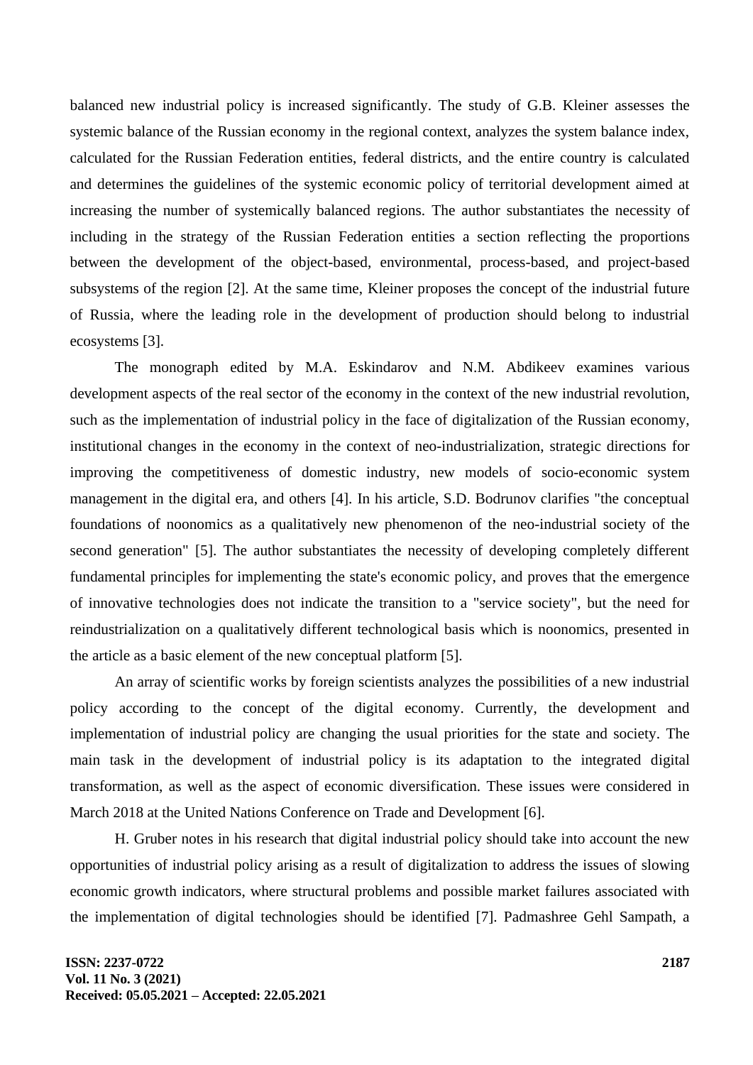balanced new industrial policy is increased significantly. The study of G.B. Kleiner assesses the systemic balance of the Russian economy in the regional context, analyzes the system balance index, calculated for the Russian Federation entities, federal districts, and the entire country is calculated and determines the guidelines of the systemic economic policy of territorial development aimed at increasing the number of systemically balanced regions. The author substantiates the necessity of including in the strategy of the Russian Federation entities a section reflecting the proportions between the development of the object-based, environmental, process-based, and project-based subsystems of the region [2]. At the same time, Kleiner proposes the concept of the industrial future of Russia, where the leading role in the development of production should belong to industrial ecosystems [3].

The monograph edited by M.A. Eskindarov and N.M. Abdikeev examines various development aspects of the real sector of the economy in the context of the new industrial revolution, such as the implementation of industrial policy in the face of digitalization of the Russian economy, institutional changes in the economy in the context of neo-industrialization, strategic directions for improving the competitiveness of domestic industry, new models of socio-economic system management in the digital era, and others [4]. In his article, S.D. Bodrunov clarifies "the conceptual foundations of noonomics as a qualitatively new phenomenon of the neo-industrial society of the second generation" [5]. The author substantiates the necessity of developing completely different fundamental principles for implementing the state's economic policy, and proves that the emergence of innovative technologies does not indicate the transition to a "service society", but the need for reindustrialization on a qualitatively different technological basis which is noonomics, presented in the article as a basic element of the new conceptual platform [5].

An array of scientific works by foreign scientists analyzes the possibilities of a new industrial policy according to the concept of the digital economy. Currently, the development and implementation of industrial policy are changing the usual priorities for the state and society. The main task in the development of industrial policy is its adaptation to the integrated digital transformation, as well as the aspect of economic diversification. These issues were considered in March 2018 at the United Nations Conference on Trade and Development [6].

H. Gruber notes in his research that digital industrial policy should take into account the new opportunities of industrial policy arising as a result of digitalization to address the issues of slowing economic growth indicators, where structural problems and possible market failures associated with the implementation of digital technologies should be identified [7]. Padmashree Gehl Sampath, a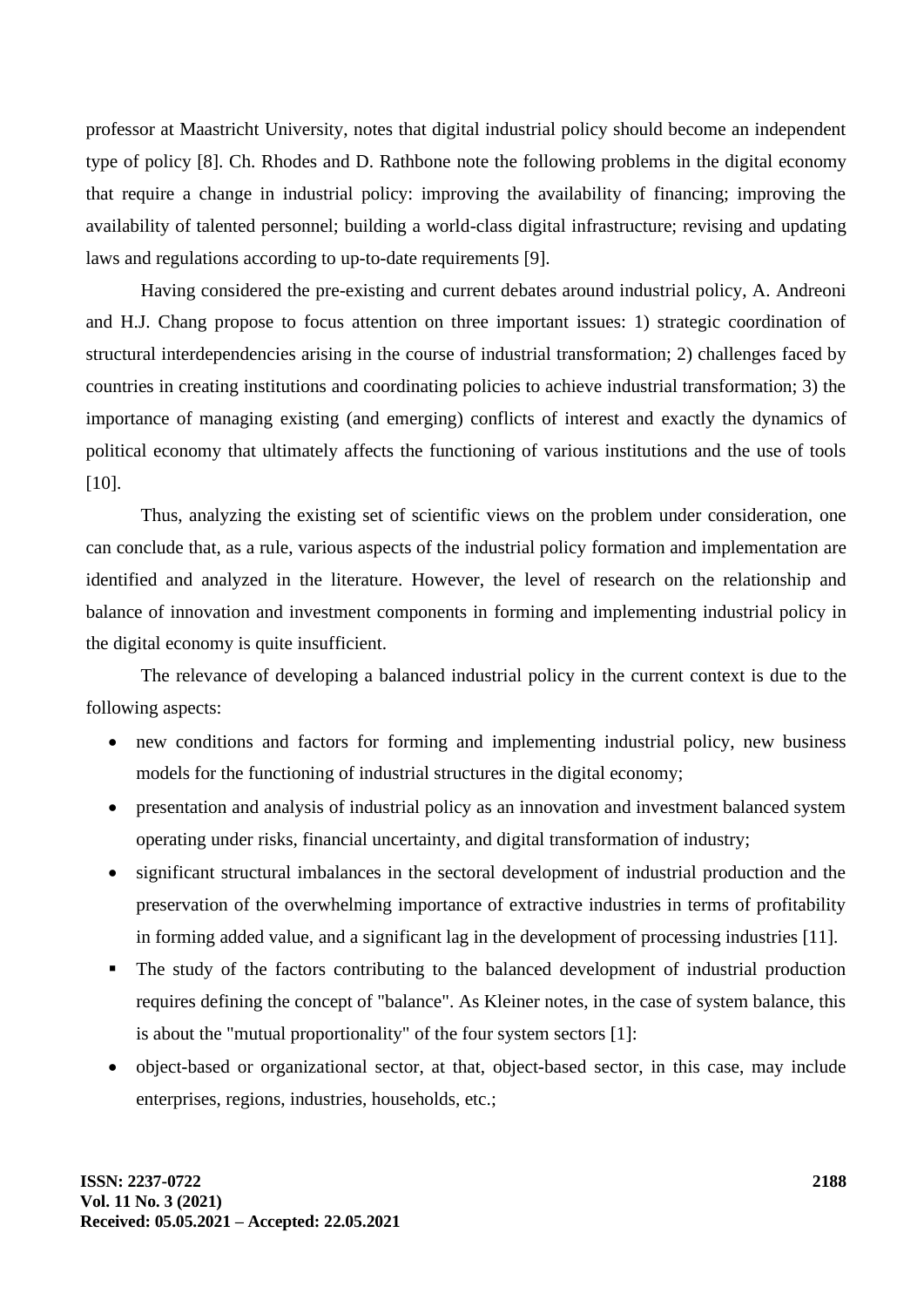professor at Maastricht University, notes that digital industrial policy should become an independent type of policy [8]. Ch. Rhodes and D. Rathbone note the following problems in the digital economy that require a change in industrial policy: improving the availability of financing; improving the availability of talented personnel; building a world-class digital infrastructure; revising and updating laws and regulations according to up-to-date requirements [9].

Having considered the pre-existing and current debates around industrial policy, A. Andreoni and H.J. Chang propose to focus attention on three important issues: 1) strategic coordination of structural interdependencies arising in the course of industrial transformation; 2) challenges faced by countries in creating institutions and coordinating policies to achieve industrial transformation; 3) the importance of managing existing (and emerging) conflicts of interest and exactly the dynamics of political economy that ultimately affects the functioning of various institutions and the use of tools [10].

Thus, analyzing the existing set of scientific views on the problem under consideration, one can conclude that, as a rule, various aspects of the industrial policy formation and implementation are identified and analyzed in the literature. However, the level of research on the relationship and balance of innovation and investment components in forming and implementing industrial policy in the digital economy is quite insufficient.

The relevance of developing a balanced industrial policy in the current context is due to the following aspects:

- new conditions and factors for forming and implementing industrial policy, new business models for the functioning of industrial structures in the digital economy;
- presentation and analysis of industrial policy as an innovation and investment balanced system operating under risks, financial uncertainty, and digital transformation of industry;
- significant structural imbalances in the sectoral development of industrial production and the preservation of the overwhelming importance of extractive industries in terms of profitability in forming added value, and a significant lag in the development of processing industries [11].
- The study of the factors contributing to the balanced development of industrial production requires defining the concept of "balance". As Kleiner notes, in the case of system balance, this is about the "mutual proportionality" of the four system sectors [1]:
- object-based or organizational sector, at that, object-based sector, in this case, may include enterprises, regions, industries, households, etc.;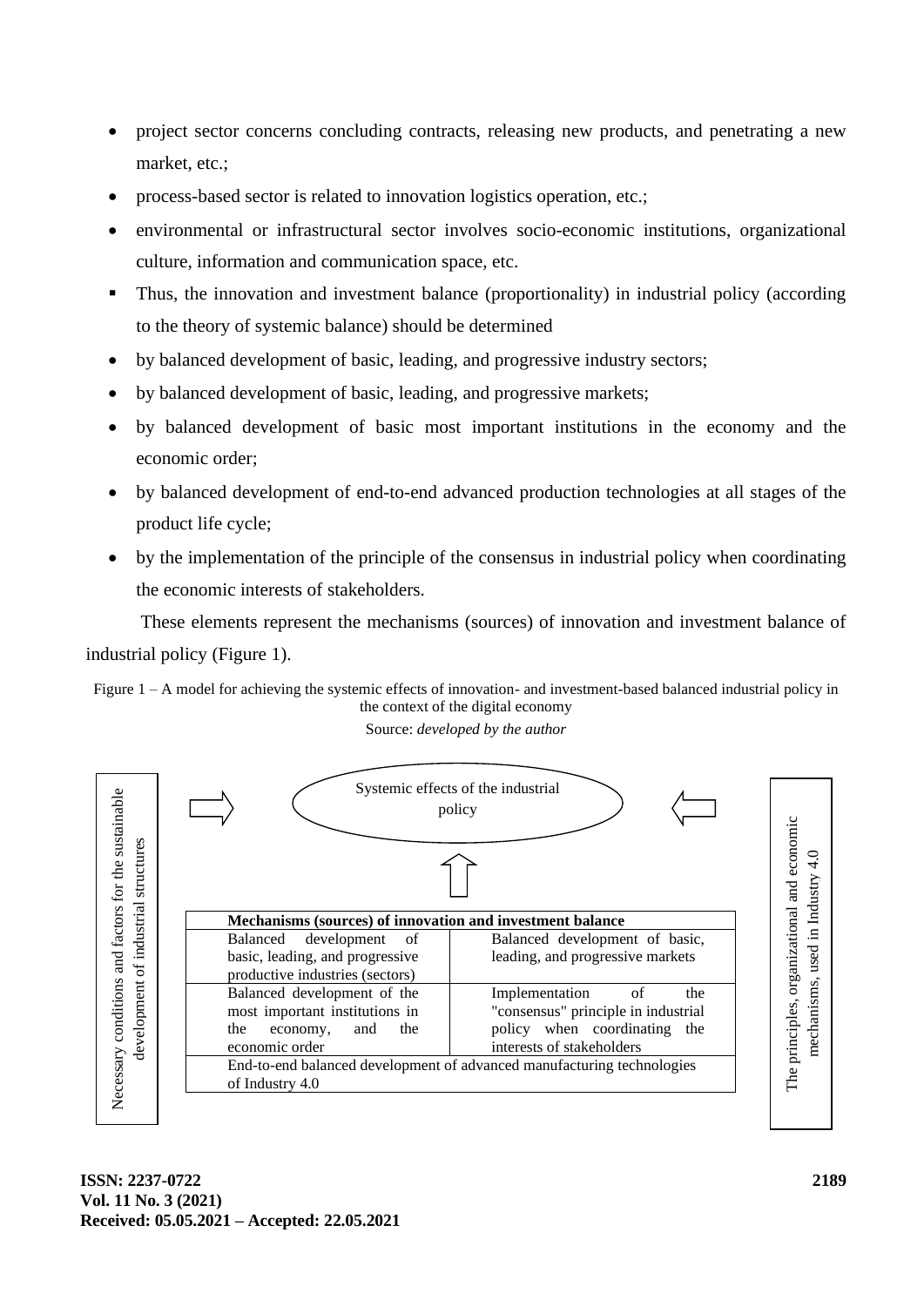- project sector concerns concluding contracts, releasing new products, and penetrating a new market, etc.;
- process-based sector is related to innovation logistics operation, etc.;
- environmental or infrastructural sector involves socio-economic institutions, organizational culture, information and communication space, etc.

- Thus, the innovation and investment balance (proportionality) in industrial policy (according to the theory of systemic balance) should be determined

- by balanced development of basic, leading, and progressive industry sectors;
- by balanced development of basic, leading, and progressive markets;
- by balanced development of basic most important institutions in the economy and the economic order;
- by balanced development of end-to-end advanced production technologies at all stages of the product life cycle;
- by the implementation of the principle of the consensus in industrial policy when coordinating the economic interests of stakeholders.

These elements represent the mechanisms (sources) of innovation and investment balance of industrial policy (Figure 1).

Figure 1 – A model for achieving the systemic effects of innovation- and investment-based balanced industrial policy in the context of the digital economy

Source: *developed by the author*

Necessary conditions and factors for the sustainable development of industrial structures

Systemic effects of the industrial policy

The principles, organizational and economic mechanisms, used in Industry 4.0

| **Mechanisms (sources) of innovation and investment balance** | |
|---|---|
| Balanced development of basic, leading, and progressive productive industries (sectors) | Balanced development of basic, leading, and progressive markets |
| Balanced development of the most important institutions in the economy, and the economic order | Implementation of the "consensus" principle in industrial policy when coordinating the interests of stakeholders |
| End-to-end balanced development of advanced manufacturing technologies of Industry 4.0 | |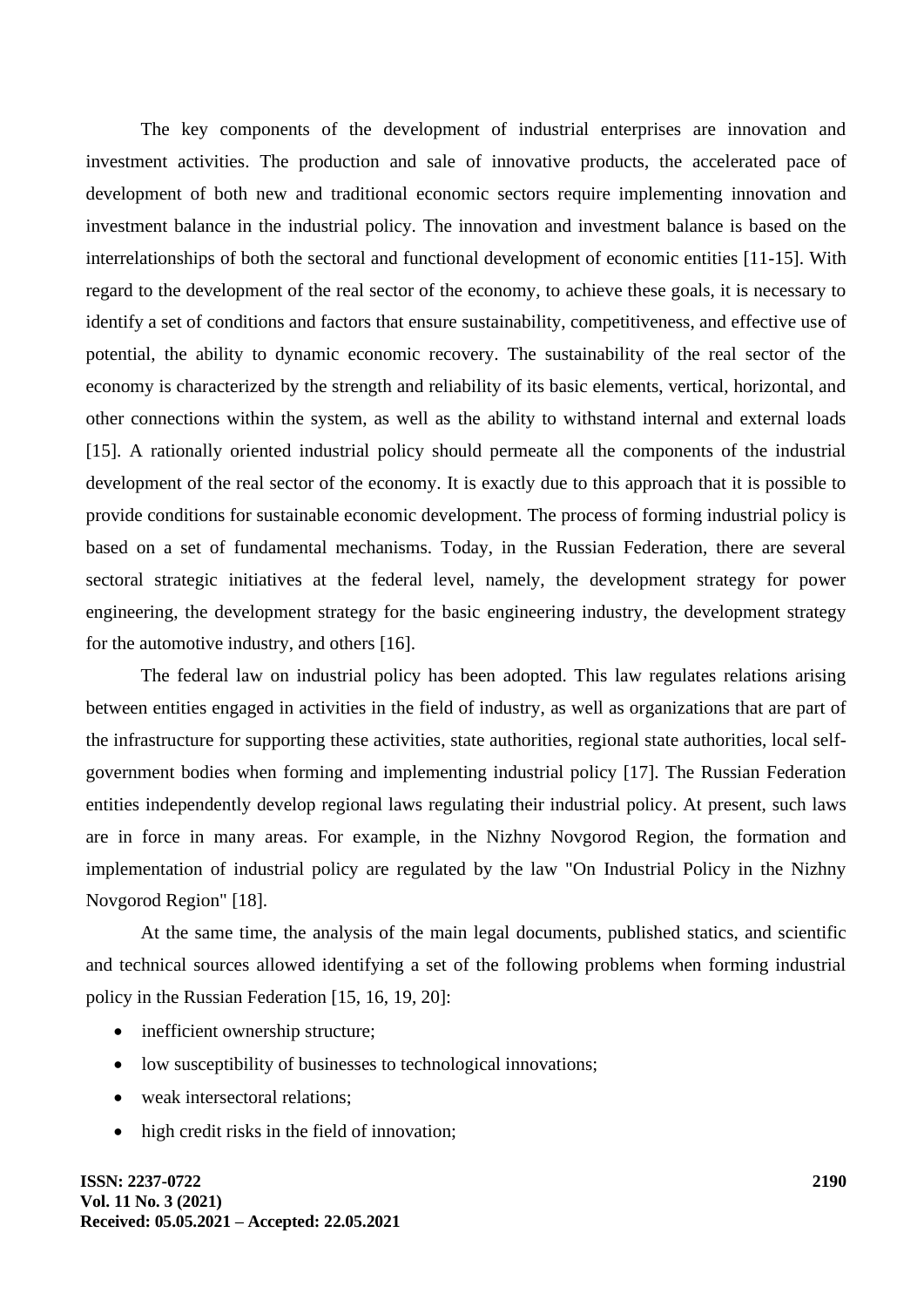The key components of the development of industrial enterprises are innovation and investment activities. The production and sale of innovative products, the accelerated pace of development of both new and traditional economic sectors require implementing innovation and investment balance in the industrial policy. The innovation and investment balance is based on the interrelationships of both the sectoral and functional development of economic entities [11-15]. With regard to the development of the real sector of the economy, to achieve these goals, it is necessary to identify a set of conditions and factors that ensure sustainability, competitiveness, and effective use of potential, the ability to dynamic economic recovery. The sustainability of the real sector of the economy is characterized by the strength and reliability of its basic elements, vertical, horizontal, and other connections within the system, as well as the ability to withstand internal and external loads [15]. A rationally oriented industrial policy should permeate all the components of the industrial development of the real sector of the economy. It is exactly due to this approach that it is possible to provide conditions for sustainable economic development. The process of forming industrial policy is based on a set of fundamental mechanisms. Today, in the Russian Federation, there are several sectoral strategic initiatives at the federal level, namely, the development strategy for power engineering, the development strategy for the basic engineering industry, the development strategy for the automotive industry, and others [16].

The federal law on industrial policy has been adopted. This law regulates relations arising between entities engaged in activities in the field of industry, as well as organizations that are part of the infrastructure for supporting these activities, state authorities, regional state authorities, local self-government bodies when forming and implementing industrial policy [17]. The Russian Federation entities independently develop regional laws regulating their industrial policy. At present, such laws are in force in many areas. For example, in the Nizhny Novgorod Region, the formation and implementation of industrial policy are regulated by the law "On Industrial Policy in the Nizhny Novgorod Region" [18].

At the same time, the analysis of the main legal documents, published statics, and scientific and technical sources allowed identifying a set of the following problems when forming industrial policy in the Russian Federation [15, 16, 19, 20]:

- inefficient ownership structure;
- low susceptibility of businesses to technological innovations;
- weak intersectoral relations;
- high credit risks in the field of innovation;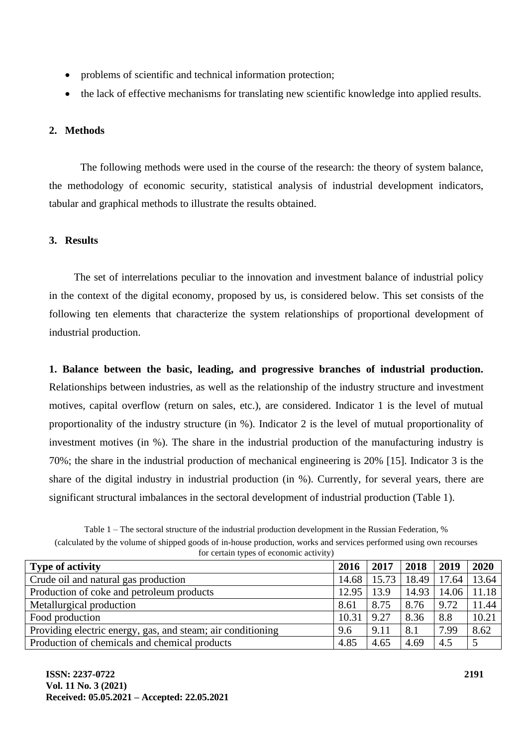- problems of scientific and technical information protection;
- the lack of effective mechanisms for translating new scientific knowledge into applied results.

## 2. Methods

The following methods were used in the course of the research: the theory of system balance, the methodology of economic security, statistical analysis of industrial development indicators, tabular and graphical methods to illustrate the results obtained.

## 3. Results

The set of interrelations peculiar to the innovation and investment balance of industrial policy in the context of the digital economy, proposed by us, is considered below. This set consists of the following ten elements that characterize the system relationships of proportional development of industrial production.

**1. Balance between the basic, leading, and progressive branches of industrial production.** Relationships between industries, as well as the relationship of the industry structure and investment motives, capital overflow (return on sales, etc.), are considered. Indicator 1 is the level of mutual proportionality of the industry structure (in %). Indicator 2 is the level of mutual proportionality of investment motives (in %). The share in the industrial production of the manufacturing industry is 70%; the share in the industrial production of mechanical engineering is 20% [15]. Indicator 3 is the share of the digital industry in industrial production (in %). Currently, for several years, there are significant structural imbalances in the sectoral development of industrial production (Table 1).

Table 1 – The sectoral structure of the industrial production development in the Russian Federation, % (calculated by the volume of shipped goods of in-house production, works and services performed using own recourses for certain types of economic activity)

| Type of activity | 2016 | 2017 | 2018 | 2019 | 2020 |
|---|---|---|---|---|---|
| Crude oil and natural gas production | 14.68 | 15.73 | 18.49 | 17.64 | 13.64 |
| Production of coke and petroleum products | 12.95 | 13.9 | 14.93 | 14.06 | 11.18 |
| Metallurgical production | 8.61 | 8.75 | 8.76 | 9.72 | 11.44 |
| Food production | 10.31 | 9.27 | 8.36 | 8.8 | 10.21 |
| Providing electric energy, gas, and steam; air conditioning | 9.6 | 9.11 | 8.1 | 7.99 | 8.62 |
| Production of chemicals and chemical products | 4.85 | 4.65 | 4.69 | 4.5 | 5 |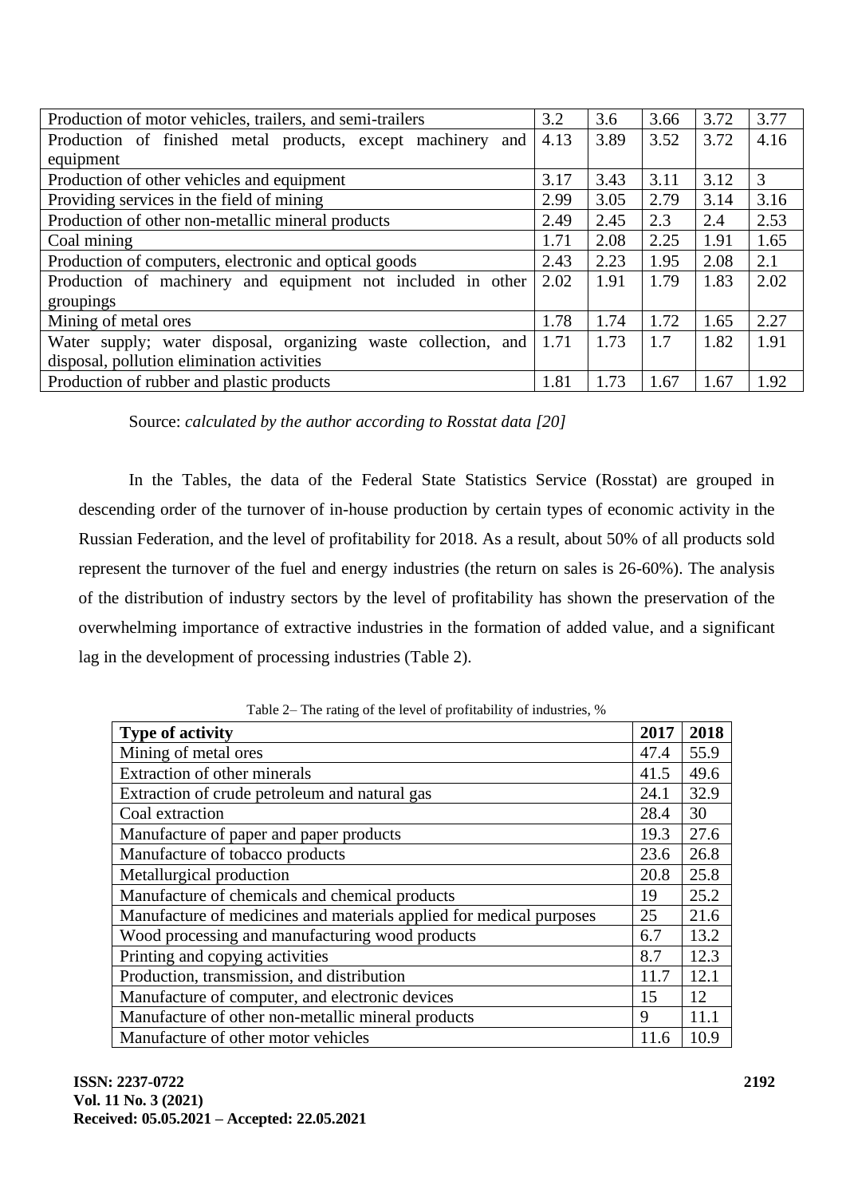| | | | | | |
|---|---|---|---|---|---|
| Production of motor vehicles, trailers, and semi-trailers | 3.2 | 3.6 | 3.66 | 3.72 | 3.77 |
| Production of finished metal products, except machinery and equipment | 4.13 | 3.89 | 3.52 | 3.72 | 4.16 |
| Production of other vehicles and equipment | 3.17 | 3.43 | 3.11 | 3.12 | 3 |
| Providing services in the field of mining | 2.99 | 3.05 | 2.79 | 3.14 | 3.16 |
| Production of other non-metallic mineral products | 2.49 | 2.45 | 2.3 | 2.4 | 2.53 |
| Coal mining | 1.71 | 2.08 | 2.25 | 1.91 | 1.65 |
| Production of computers, electronic and optical goods | 2.43 | 2.23 | 1.95 | 2.08 | 2.1 |
| Production of machinery and equipment not included in other groupings | 2.02 | 1.91 | 1.79 | 1.83 | 2.02 |
| Mining of metal ores | 1.78 | 1.74 | 1.72 | 1.65 | 2.27 |
| Water supply; water disposal, organizing waste collection, and disposal, pollution elimination activities | 1.71 | 1.73 | 1.7 | 1.82 | 1.91 |
| Production of rubber and plastic products | 1.81 | 1.73 | 1.67 | 1.67 | 1.92 |

Source: *calculated by the author according to Rosstat data [20]*

In the Tables, the data of the Federal State Statistics Service (Rosstat) are grouped in descending order of the turnover of in-house production by certain types of economic activity in the Russian Federation, and the level of profitability for 2018. As a result, about 50% of all products sold represent the turnover of the fuel and energy industries (the return on sales is 26-60%). The analysis of the distribution of industry sectors by the level of profitability has shown the preservation of the overwhelming importance of extractive industries in the formation of added value, and a significant lag in the development of processing industries (Table 2).

Table 2– The rating of the level of profitability of industries, %

| **Type of activity** | **2017** | **2018** |
|---|---|---|
| Mining of metal ores | 47.4 | 55.9 |
| Extraction of other minerals | 41.5 | 49.6 |
| Extraction of crude petroleum and natural gas | 24.1 | 32.9 |
| Coal extraction | 28.4 | 30 |
| Manufacture of paper and paper products | 19.3 | 27.6 |
| Manufacture of tobacco products | 23.6 | 26.8 |
| Metallurgical production | 20.8 | 25.8 |
| Manufacture of chemicals and chemical products | 19 | 25.2 |
| Manufacture of medicines and materials applied for medical purposes | 25 | 21.6 |
| Wood processing and manufacturing wood products | 6.7 | 13.2 |
| Printing and copying activities | 8.7 | 12.3 |
| Production, transmission, and distribution | 11.7 | 12.1 |
| Manufacture of computer, and electronic devices | 15 | 12 |
| Manufacture of other non-metallic mineral products | 9 | 11.1 |
| Manufacture of other motor vehicles | 11.6 | 10.9 |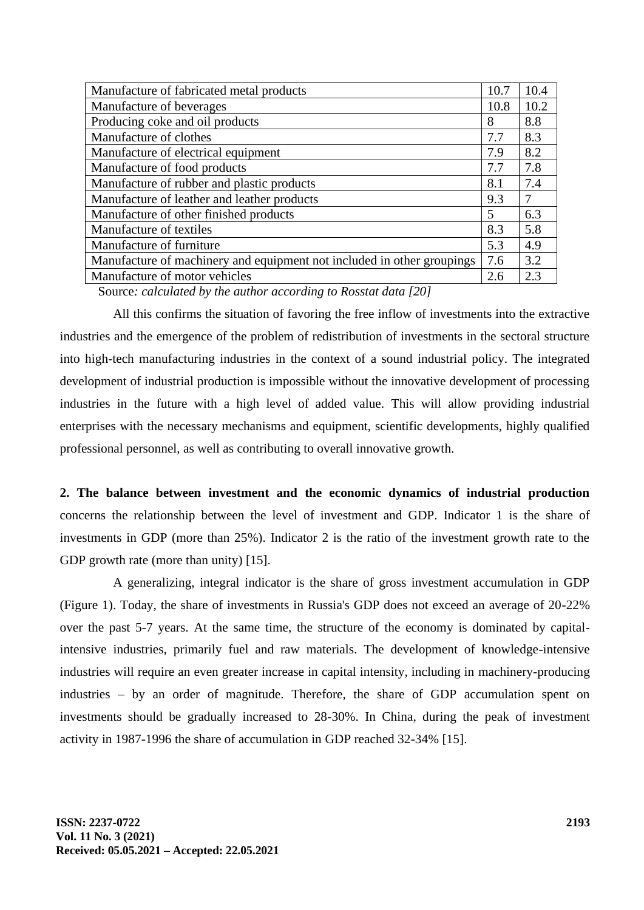| | | |
|---|---|---|
| Manufacture of fabricated metal products | 10.7 | 10.4 |
| Manufacture of beverages | 10.8 | 10.2 |
| Producing coke and oil products | 8 | 8.8 |
| Manufacture of clothes | 7.7 | 8.3 |
| Manufacture of electrical equipment | 7.9 | 8.2 |
| Manufacture of food products | 7.7 | 7.8 |
| Manufacture of rubber and plastic products | 8.1 | 7.4 |
| Manufacture of leather and leather products | 9.3 | 7 |
| Manufacture of other finished products | 5 | 6.3 |
| Manufacture of textiles | 8.3 | 5.8 |
| Manufacture of furniture | 5.3 | 4.9 |
| Manufacture of machinery and equipment not included in other groupings | 7.6 | 3.2 |
| Manufacture of motor vehicles | 2.6 | 2.3 |

Source*: calculated by the author according to Rosstat data [20]*

All this confirms the situation of favoring the free inflow of investments into the extractive industries and the emergence of the problem of redistribution of investments in the sectoral structure into high-tech manufacturing industries in the context of a sound industrial policy. The integrated development of industrial production is impossible without the innovative development of processing industries in the future with a high level of added value. This will allow providing industrial enterprises with the necessary mechanisms and equipment, scientific developments, highly qualified professional personnel, as well as contributing to overall innovative growth.

**2. The balance between investment and the economic dynamics of industrial production** concerns the relationship between the level of investment and GDP. Indicator 1 is the share of investments in GDP (more than 25%). Indicator 2 is the ratio of the investment growth rate to the GDP growth rate (more than unity) [15].

A generalizing, integral indicator is the share of gross investment accumulation in GDP (Figure 1). Today, the share of investments in Russia's GDP does not exceed an average of 20-22% over the past 5-7 years. At the same time, the structure of the economy is dominated by capital-intensive industries, primarily fuel and raw materials. The development of knowledge-intensive industries will require an even greater increase in capital intensity, including in machinery-producing industries – by an order of magnitude. Therefore, the share of GDP accumulation spent on investments should be gradually increased to 28-30%. In China, during the peak of investment activity in 1987-1996 the share of accumulation in GDP reached 32-34% [15].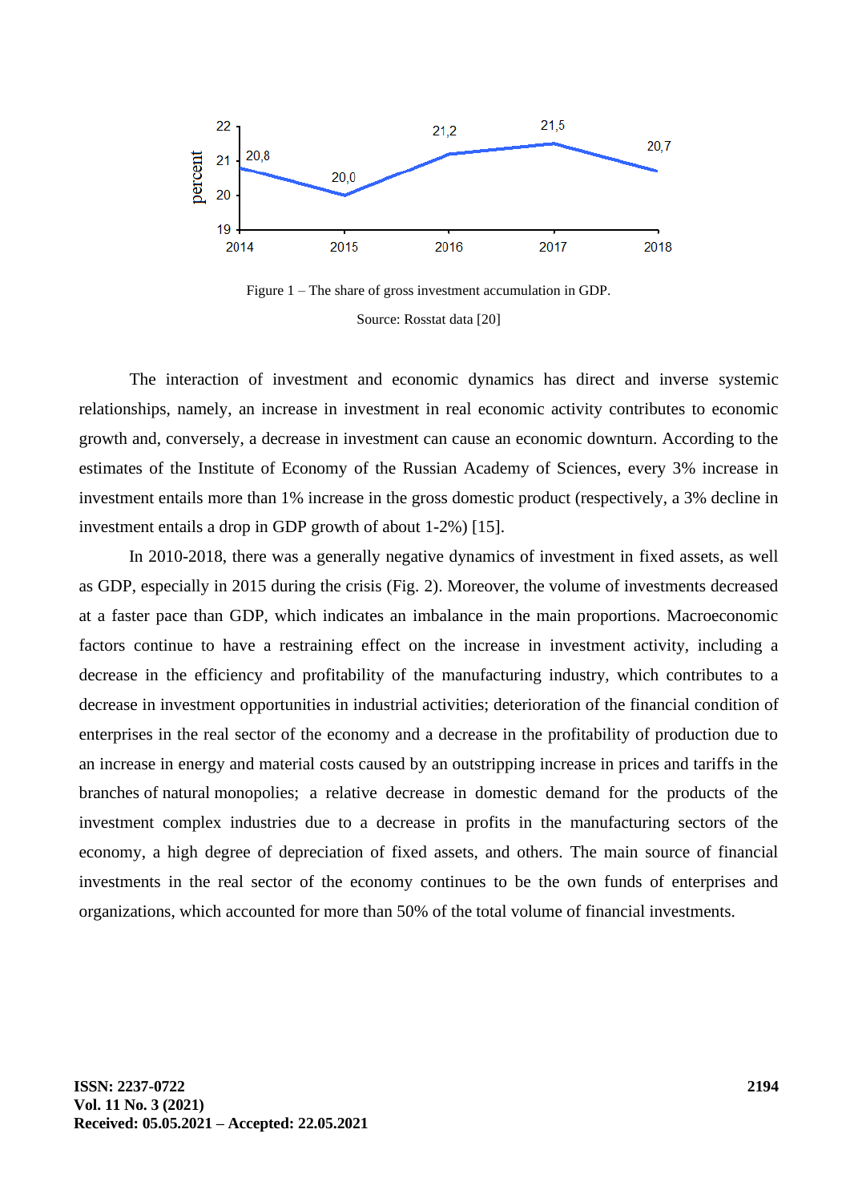Figure 1 – The share of gross investment accumulation in GDP.

Source: Rosstat data [20]

The interaction of investment and economic dynamics has direct and inverse systemic relationships, namely, an increase in investment in real economic activity contributes to economic growth and, conversely, a decrease in investment can cause an economic downturn. According to the estimates of the Institute of Economy of the Russian Academy of Sciences, every 3% increase in investment entails more than 1% increase in the gross domestic product (respectively, a 3% decline in investment entails a drop in GDP growth of about 1-2%) [15].

In 2010-2018, there was a generally negative dynamics of investment in fixed assets, as well as GDP, especially in 2015 during the crisis (Fig. 2). Moreover, the volume of investments decreased at a faster pace than GDP, which indicates an imbalance in the main proportions. Macroeconomic factors continue to have a restraining effect on the increase in investment activity, including a decrease in the efficiency and profitability of the manufacturing industry, which contributes to a decrease in investment opportunities in industrial activities; deterioration of the financial condition of enterprises in the real sector of the economy and a decrease in the profitability of production due to an increase in energy and material costs caused by an outstripping increase in prices and tariffs in the branches of natural monopolies; a relative decrease in domestic demand for the products of the investment complex industries due to a decrease in profits in the manufacturing sectors of the economy, a high degree of depreciation of fixed assets, and others. The main source of financial investments in the real sector of the economy continues to be the own funds of enterprises and organizations, which accounted for more than 50% of the total volume of financial investments.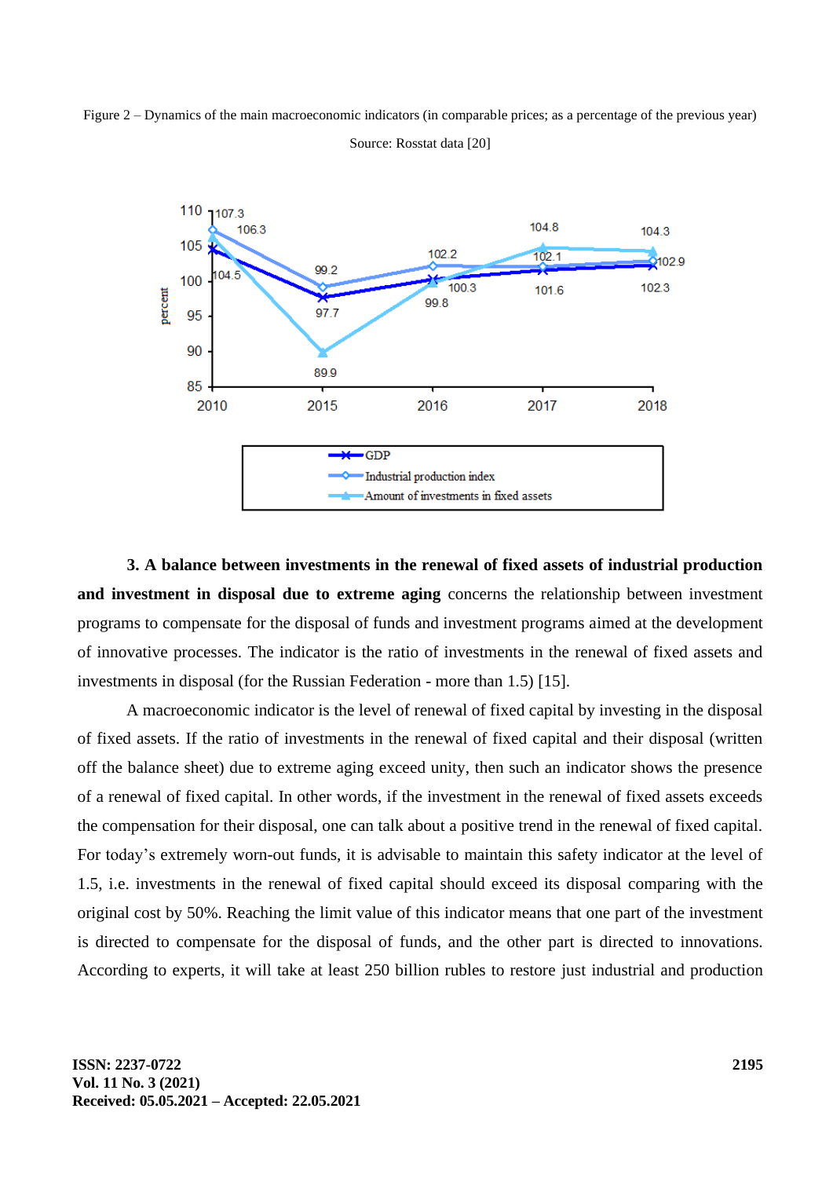Figure 2 – Dynamics of the main macroeconomic indicators (in comparable prices; as a percentage of the previous year)

Source: Rosstat data [20]

**3. A balance between investments in the renewal of fixed assets of industrial production and investment in disposal due to extreme aging** concerns the relationship between investment programs to compensate for the disposal of funds and investment programs aimed at the development of innovative processes. The indicator is the ratio of investments in the renewal of fixed assets and investments in disposal (for the Russian Federation - more than 1.5) [15].

A macroeconomic indicator is the level of renewal of fixed capital by investing in the disposal of fixed assets. If the ratio of investments in the renewal of fixed capital and their disposal (written off the balance sheet) due to extreme aging exceed unity, then such an indicator shows the presence of a renewal of fixed capital. In other words, if the investment in the renewal of fixed assets exceeds the compensation for their disposal, one can talk about a positive trend in the renewal of fixed capital. For today's extremely worn-out funds, it is advisable to maintain this safety indicator at the level of 1.5, i.e. investments in the renewal of fixed capital should exceed its disposal comparing with the original cost by 50%. Reaching the limit value of this indicator means that one part of the investment is directed to compensate for the disposal of funds, and the other part is directed to innovations. According to experts, it will take at least 250 billion rubles to restore just industrial and production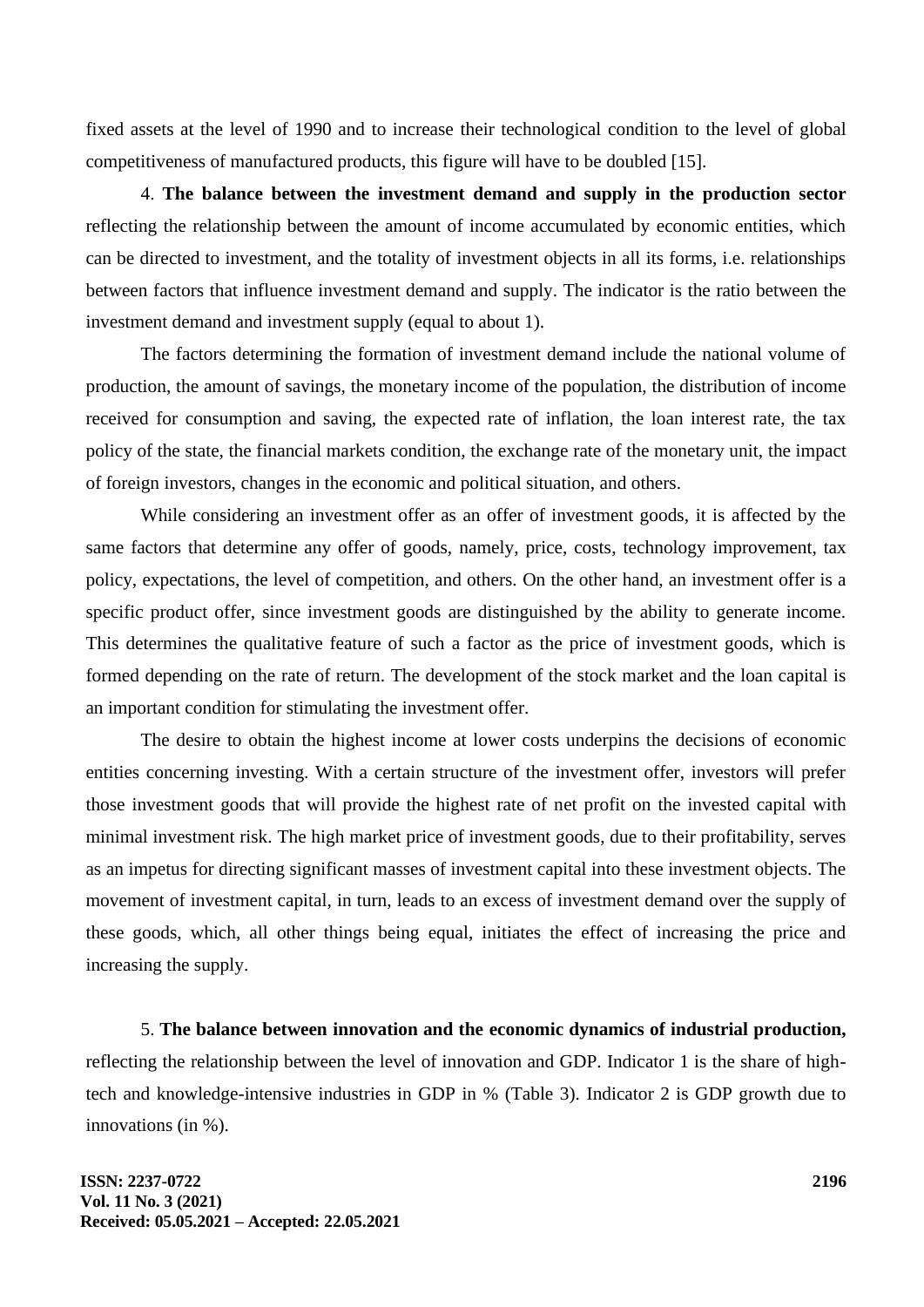fixed assets at the level of 1990 and to increase their technological condition to the level of global competitiveness of manufactured products, this figure will have to be doubled [15].

4. **The balance between the investment demand and supply in the production sector** reflecting the relationship between the amount of income accumulated by economic entities, which can be directed to investment, and the totality of investment objects in all its forms, i.e. relationships between factors that influence investment demand and supply. The indicator is the ratio between the investment demand and investment supply (equal to about 1).

The factors determining the formation of investment demand include the national volume of production, the amount of savings, the monetary income of the population, the distribution of income received for consumption and saving, the expected rate of inflation, the loan interest rate, the tax policy of the state, the financial markets condition, the exchange rate of the monetary unit, the impact of foreign investors, changes in the economic and political situation, and others.

While considering an investment offer as an offer of investment goods, it is affected by the same factors that determine any offer of goods, namely, price, costs, technology improvement, tax policy, expectations, the level of competition, and others. On the other hand, an investment offer is a specific product offer, since investment goods are distinguished by the ability to generate income. This determines the qualitative feature of such a factor as the price of investment goods, which is formed depending on the rate of return. The development of the stock market and the loan capital is an important condition for stimulating the investment offer.

The desire to obtain the highest income at lower costs underpins the decisions of economic entities concerning investing. With a certain structure of the investment offer, investors will prefer those investment goods that will provide the highest rate of net profit on the invested capital with minimal investment risk. The high market price of investment goods, due to their profitability, serves as an impetus for directing significant masses of investment capital into these investment objects. The movement of investment capital, in turn, leads to an excess of investment demand over the supply of these goods, which, all other things being equal, initiates the effect of increasing the price and increasing the supply.

5. **The balance between innovation and the economic dynamics of industrial production,** reflecting the relationship between the level of innovation and GDP. Indicator 1 is the share of high-tech and knowledge-intensive industries in GDP in % (Table 3). Indicator 2 is GDP growth due to innovations (in %).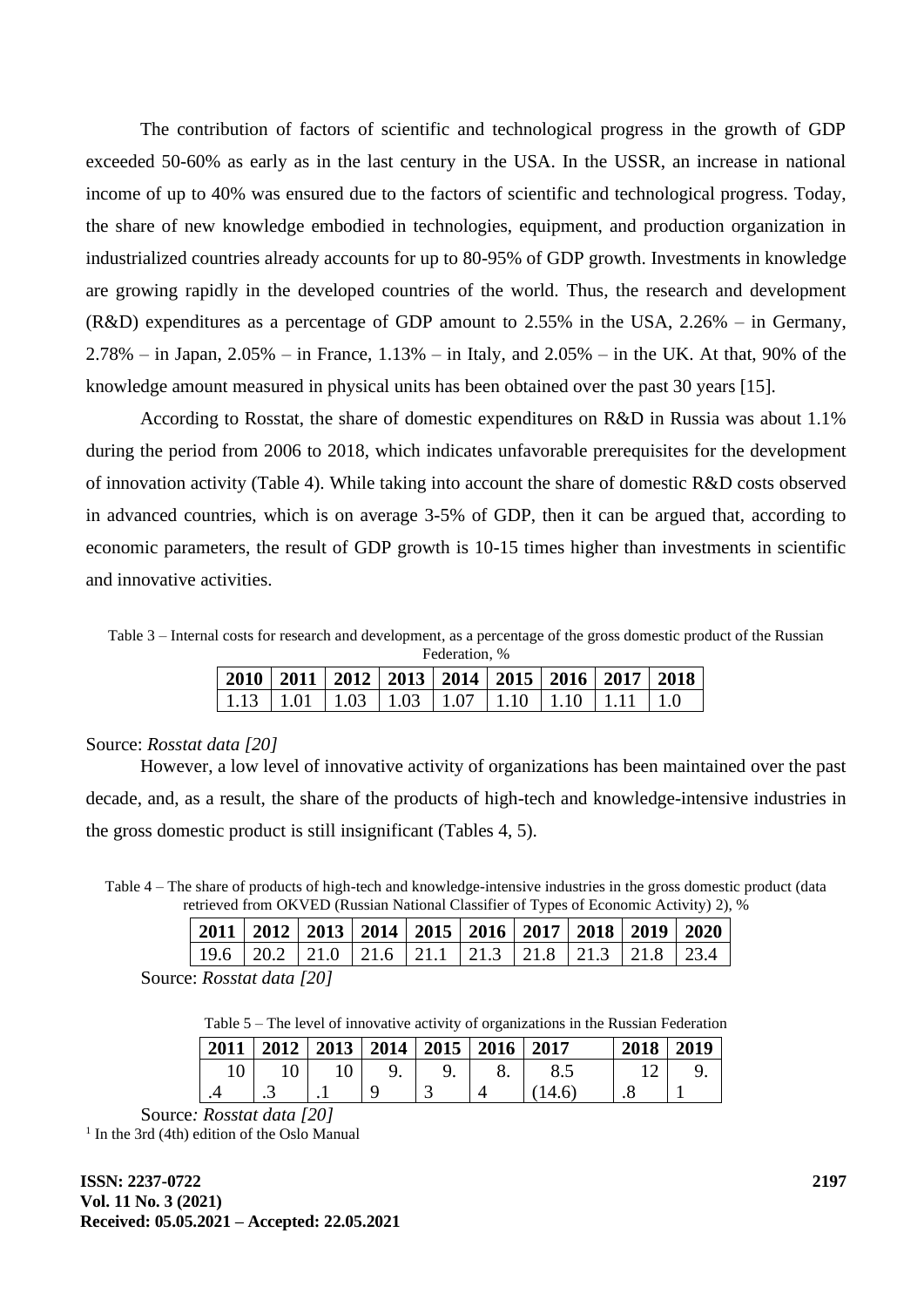The contribution of factors of scientific and technological progress in the growth of GDP exceeded 50-60% as early as in the last century in the USA. In the USSR, an increase in national income of up to 40% was ensured due to the factors of scientific and technological progress. Today, the share of new knowledge embodied in technologies, equipment, and production organization in industrialized countries already accounts for up to 80-95% of GDP growth. Investments in knowledge are growing rapidly in the developed countries of the world. Thus, the research and development (R&D) expenditures as a percentage of GDP amount to 2.55% in the USA, 2.26% – in Germany, 2.78% – in Japan, 2.05% – in France, 1.13% – in Italy, and 2.05% – in the UK. At that, 90% of the knowledge amount measured in physical units has been obtained over the past 30 years [15].

According to Rosstat, the share of domestic expenditures on R&D in Russia was about 1.1% during the period from 2006 to 2018, which indicates unfavorable prerequisites for the development of innovation activity (Table 4). While taking into account the share of domestic R&D costs observed in advanced countries, which is on average 3-5% of GDP, then it can be argued that, according to economic parameters, the result of GDP growth is 10-15 times higher than investments in scientific and innovative activities.

Table 3 – Internal costs for research and development, as a percentage of the gross domestic product of the Russian Federation, %

| 2010 | 2011 | 2012 | 2013 | 2014 | 2015 | 2016 | 2017 | 2018 |
|---|---|---|---|---|---|---|---|---|
| 1.13 | 1.01 | 1.03 | 1.03 | 1.07 | 1.10 | 1.10 | 1.11 | 1.0 |

Source: *Rosstat data [20]*

However, a low level of innovative activity of organizations has been maintained over the past decade, and, as a result, the share of the products of high-tech and knowledge-intensive industries in the gross domestic product is still insignificant (Tables 4, 5).

Table 4 – The share of products of high-tech and knowledge-intensive industries in the gross domestic product (data retrieved from OKVED (Russian National Classifier of Types of Economic Activity) 2), %

| 2011 | 2012 | 2013 | 2014 | 2015 | 2016 | 2017 | 2018 | 2019 | 2020 |
|---|---|---|---|---|---|---|---|---|---|
| 19.6 | 20.2 | 21.0 | 21.6 | 21.1 | 21.3 | 21.8 | 21.3 | 21.8 | 23.4 |

Source: *Rosstat data [20]*

Table 5 – The level of innovative activity of organizations in the Russian Federation

| 2011 | 2012 | 2013 | 2014 | 2015 | 2016 | 2017 | 2018 | 2019 |
|---|---|---|---|---|---|---|---|---|
| 10.4 | 10.3 | 10.1 | 9.9 | 9.3 | 8.4 | 8.5 (14.6) | 12.8 | 9.1 |

Source*: Rosstat data [20]*

[1] In the 3rd (4th) edition of the Oslo Manual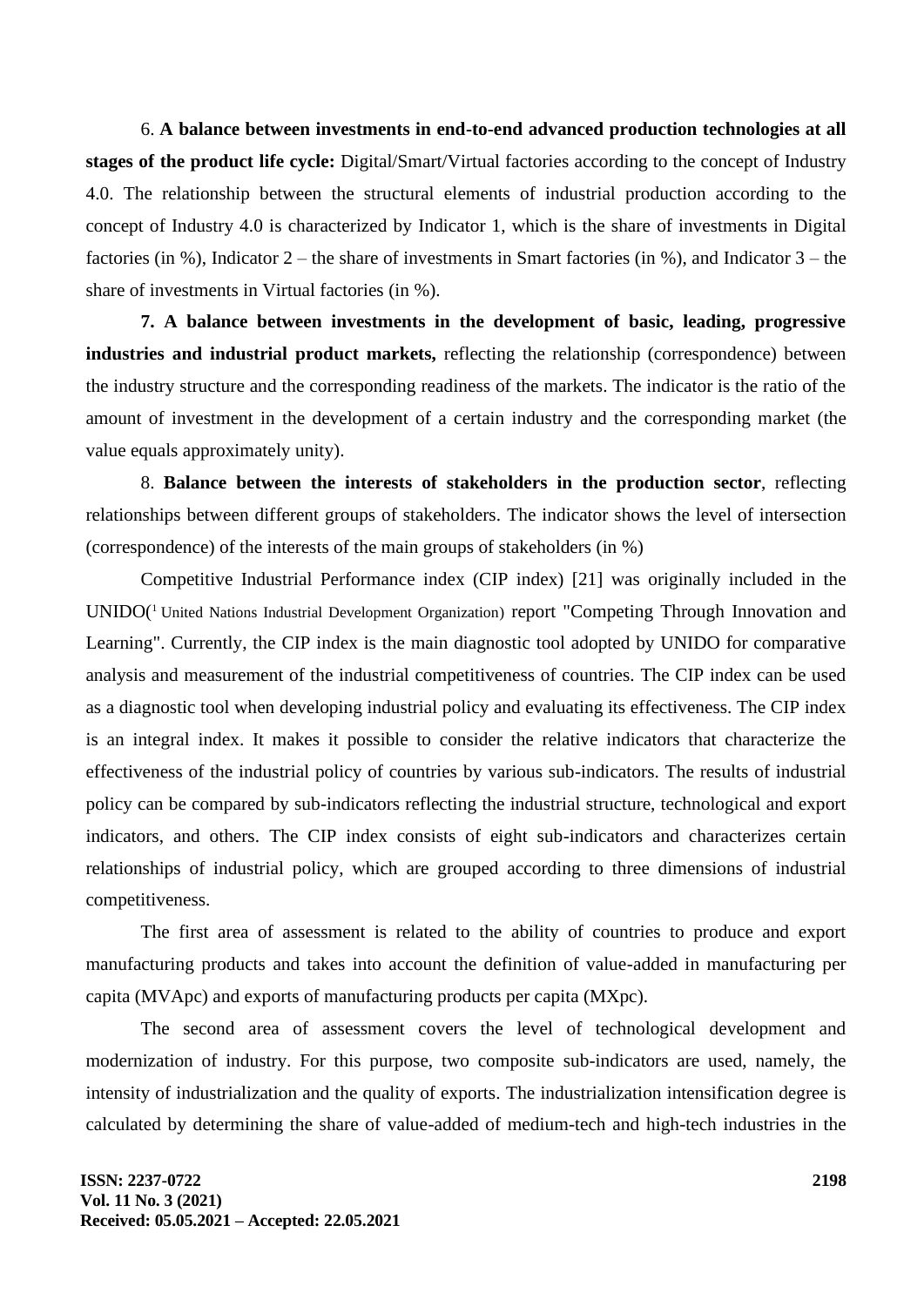6. **A balance between investments in end-to-end advanced production technologies at all stages of the product life cycle:** Digital/Smart/Virtual factories according to the concept of Industry 4.0. The relationship between the structural elements of industrial production according to the concept of Industry 4.0 is characterized by Indicator 1, which is the share of investments in Digital factories (in %), Indicator 2 – the share of investments in Smart factories (in %), and Indicator 3 – the share of investments in Virtual factories (in %).

**7. A balance between investments in the development of basic, leading, progressive industries and industrial product markets,** reflecting the relationship (correspondence) between the industry structure and the corresponding readiness of the markets. The indicator is the ratio of the amount of investment in the development of a certain industry and the corresponding market (the value equals approximately unity).

8. **Balance between the interests of stakeholders in the production sector**, reflecting relationships between different groups of stakeholders. The indicator shows the level of intersection (correspondence) of the interests of the main groups of stakeholders (in %)

Competitive Industrial Performance index (CIP index) [21] was originally included in the UNIDO([1] United Nations Industrial Development Organization) report "Competing Through Innovation and Learning". Currently, the CIP index is the main diagnostic tool adopted by UNIDO for comparative analysis and measurement of the industrial competitiveness of countries. The CIP index can be used as a diagnostic tool when developing industrial policy and evaluating its effectiveness. The CIP index is an integral index. It makes it possible to consider the relative indicators that characterize the effectiveness of the industrial policy of countries by various sub-indicators. The results of industrial policy can be compared by sub-indicators reflecting the industrial structure, technological and export indicators, and others. The CIP index consists of eight sub-indicators and characterizes certain relationships of industrial policy, which are grouped according to three dimensions of industrial competitiveness.

The first area of assessment is related to the ability of countries to produce and export manufacturing products and takes into account the definition of value-added in manufacturing per capita (MVApc) and exports of manufacturing products per capita (MXpc).

The second area of assessment covers the level of technological development and modernization of industry. For this purpose, two composite sub-indicators are used, namely, the intensity of industrialization and the quality of exports. The industrialization intensification degree is calculated by determining the share of value-added of medium-tech and high-tech industries in the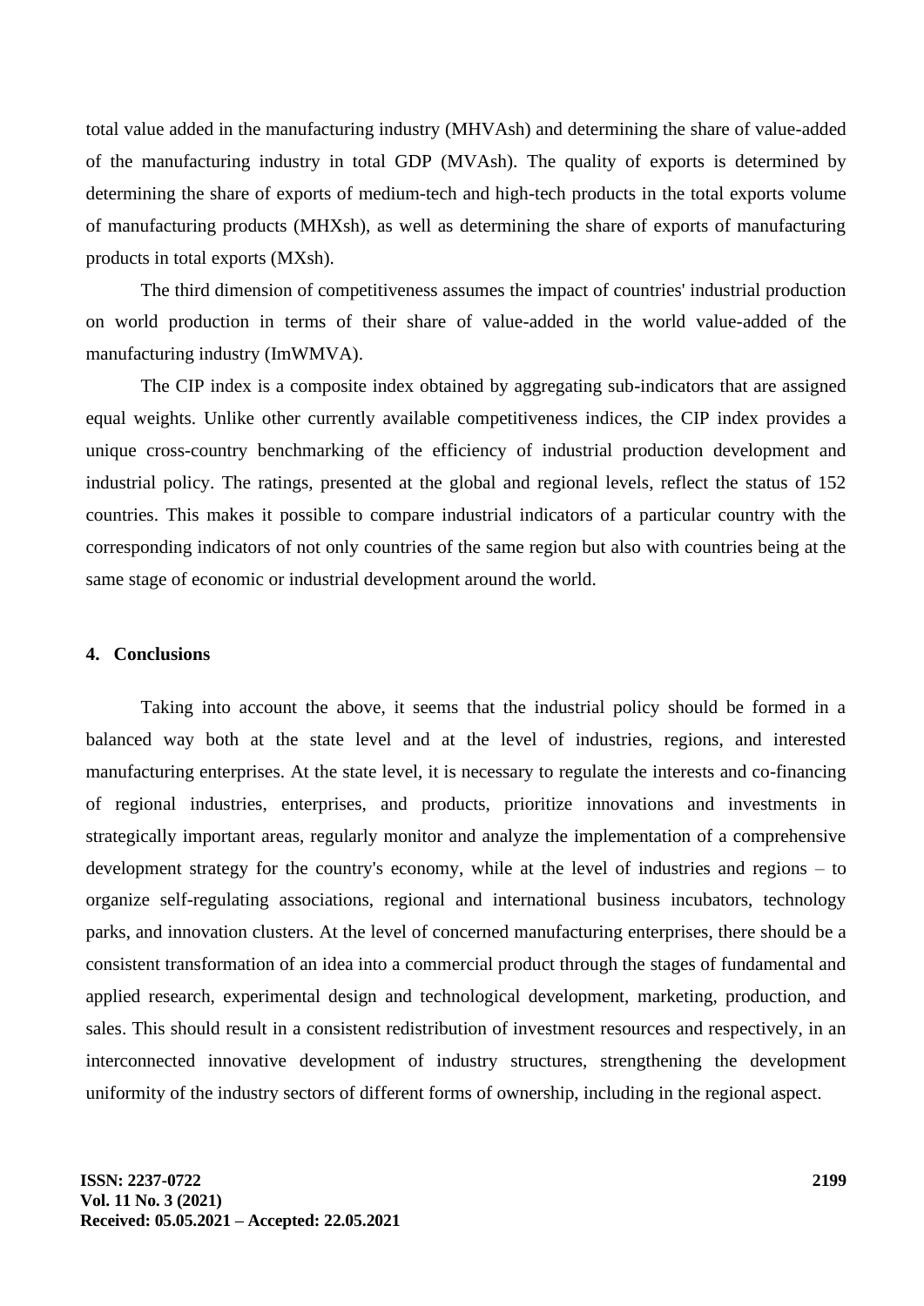total value added in the manufacturing industry (MHVAsh) and determining the share of value-added of the manufacturing industry in total GDP (MVAsh). The quality of exports is determined by determining the share of exports of medium-tech and high-tech products in the total exports volume of manufacturing products (MHXsh), as well as determining the share of exports of manufacturing products in total exports (MXsh).

The third dimension of competitiveness assumes the impact of countries' industrial production on world production in terms of their share of value-added in the world value-added of the manufacturing industry (ImWMVA).

The CIP index is a composite index obtained by aggregating sub-indicators that are assigned equal weights. Unlike other currently available competitiveness indices, the CIP index provides a unique cross-country benchmarking of the efficiency of industrial production development and industrial policy. The ratings, presented at the global and regional levels, reflect the status of 152 countries. This makes it possible to compare industrial indicators of a particular country with the corresponding indicators of not only countries of the same region but also with countries being at the same stage of economic or industrial development around the world.

## 4. Conclusions

Taking into account the above, it seems that the industrial policy should be formed in a balanced way both at the state level and at the level of industries, regions, and interested manufacturing enterprises. At the state level, it is necessary to regulate the interests and co-financing of regional industries, enterprises, and products, prioritize innovations and investments in strategically important areas, regularly monitor and analyze the implementation of a comprehensive development strategy for the country's economy, while at the level of industries and regions – to organize self-regulating associations, regional and international business incubators, technology parks, and innovation clusters. At the level of concerned manufacturing enterprises, there should be a consistent transformation of an idea into a commercial product through the stages of fundamental and applied research, experimental design and technological development, marketing, production, and sales. This should result in a consistent redistribution of investment resources and respectively, in an interconnected innovative development of industry structures, strengthening the development uniformity of the industry sectors of different forms of ownership, including in the regional aspect.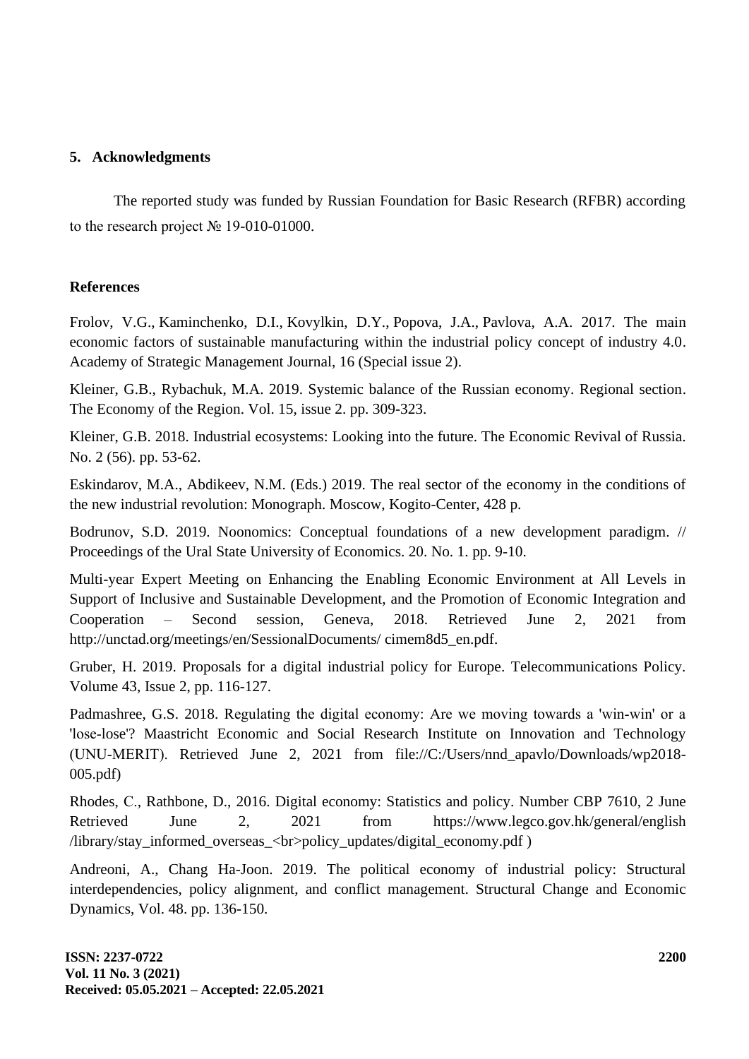## 5. Acknowledgments

The reported study was funded by Russian Foundation for Basic Research (RFBR) according to the research project № 19-010-01000.

## References

Frolov, V.G., Kaminchenko, D.I., Kovylkin, D.Y., Popova, J.A., Pavlova, A.A. 2017. The main economic factors of sustainable manufacturing within the industrial policy concept of industry 4.0. Academy of Strategic Management Journal, 16 (Special issue 2).

Kleiner, G.B., Rybachuk, M.A. 2019. Systemic balance of the Russian economy. Regional section. The Economy of the Region. Vol. 15, issue 2. pp. 309-323.

Kleiner, G.B. 2018. Industrial ecosystems: Looking into the future. The Economic Revival of Russia. No. 2 (56). pp. 53-62.

Eskindarov, M.A., Abdikeev, N.M. (Eds.) 2019. The real sector of the economy in the conditions of the new industrial revolution: Monograph. Moscow, Kogito-Center, 428 p.

Bodrunov, S.D. 2019. Noonomics: Conceptual foundations of a new development paradigm. // Proceedings of the Ural State University of Economics. 20. No. 1. pp. 9-10.

Multi-year Expert Meeting on Enhancing the Enabling Economic Environment at All Levels in Support of Inclusive and Sustainable Development, and the Promotion of Economic Integration and Cooperation – Second session, Geneva, 2018. Retrieved June 2, 2021 from http://unctad.org/meetings/en/SessionalDocuments/ cimem8d5_en.pdf.

Gruber, H. 2019. Proposals for a digital industrial policy for Europe. Telecommunications Policy. Volume 43, Issue 2, pp. 116-127.

Padmashree, G.S. 2018. Regulating the digital economy: Are we moving towards a 'win-win' or a 'lose-lose'? Maastricht Economic and Social Research Institute on Innovation and Technology (UNU-MERIT). Retrieved June 2, 2021 from file://C:/Users/nnd_apavlo/Downloads/wp2018-005.pdf)

Rhodes, C., Rathbone, D., 2016. Digital economy: Statistics and policy. Number CBP 7610, 2 June Retrieved June 2, 2021 from https://www.legco.gov.hk/general/english /library/stay_informed_overseas_<br>policy_updates/digital_economy.pdf )

Andreoni, A., Chang Ha-Joon. 2019. The political economy of industrial policy: Structural interdependencies, policy alignment, and conflict management. Structural Change and Economic Dynamics, Vol. 48. pp. 136-150.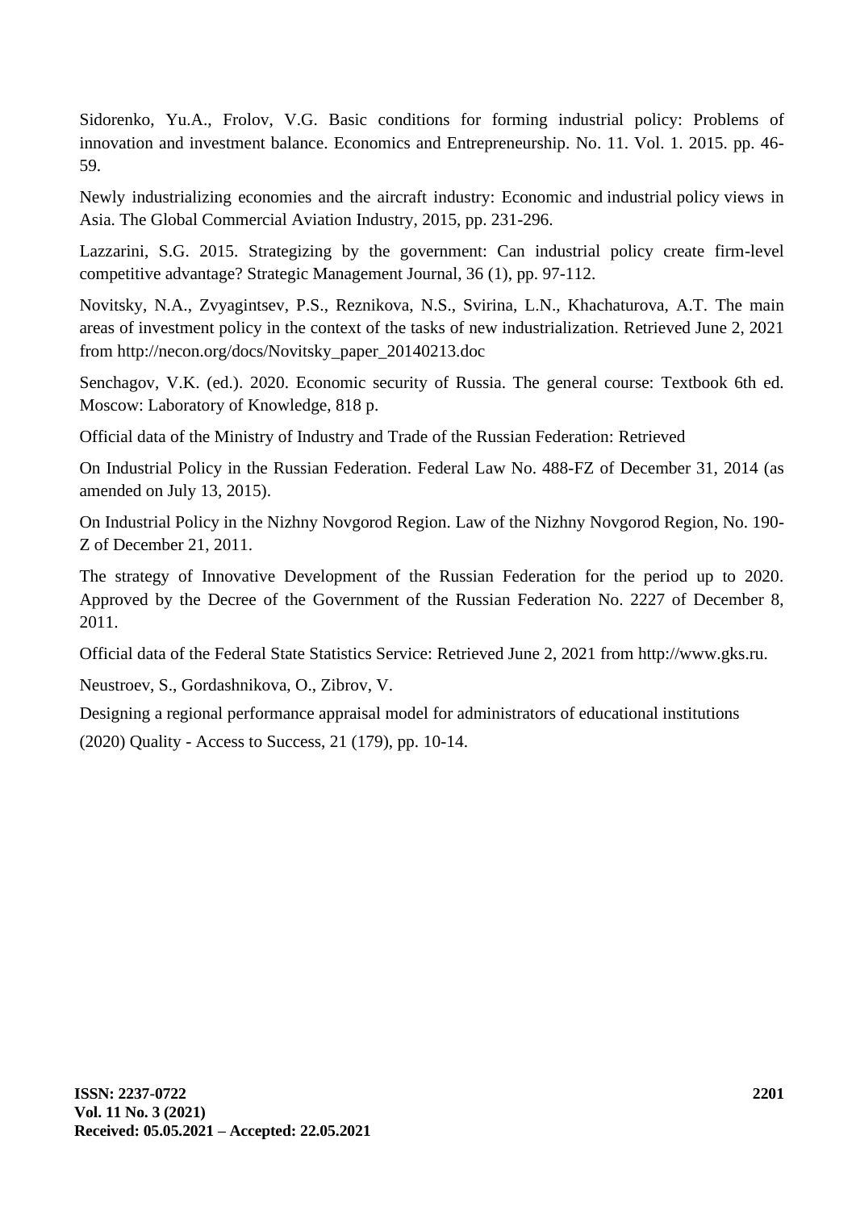Sidorenko, Yu.A., Frolov, V.G. Basic conditions for forming industrial policy: Problems of innovation and investment balance. Economics and Entrepreneurship. No. 11. Vol. 1. 2015. pp. 46-59.

Newly industrializing economies and the aircraft industry: Economic and industrial policy views in Asia. The Global Commercial Aviation Industry, 2015, pp. 231-296.

Lazzarini, S.G. 2015. Strategizing by the government: Can industrial policy create firm-level competitive advantage? Strategic Management Journal, 36 (1), pp. 97-112.

Novitsky, N.A., Zvyagintsev, P.S., Reznikova, N.S., Svirina, L.N., Khachaturova, A.T. The main areas of investment policy in the context of the tasks of new industrialization. Retrieved June 2, 2021 from http://necon.org/docs/Novitsky_paper_20140213.doc

Senchagov, V.K. (ed.). 2020. Economic security of Russia. The general course: Textbook 6th ed. Moscow: Laboratory of Knowledge, 818 p.

Official data of the Ministry of Industry and Trade of the Russian Federation: Retrieved

On Industrial Policy in the Russian Federation. Federal Law No. 488-FZ of December 31, 2014 (as amended on July 13, 2015).

On Industrial Policy in the Nizhny Novgorod Region. Law of the Nizhny Novgorod Region, No. 190-Z of December 21, 2011.

The strategy of Innovative Development of the Russian Federation for the period up to 2020. Approved by the Decree of the Government of the Russian Federation No. 2227 of December 8, 2011.

Official data of the Federal State Statistics Service: Retrieved June 2, 2021 from http://www.gks.ru.

Neustroev, S., Gordashnikova, O., Zibrov, V.

Designing a regional performance appraisal model for administrators of educational institutions

(2020) Quality - Access to Success, 21 (179), pp. 10-14.